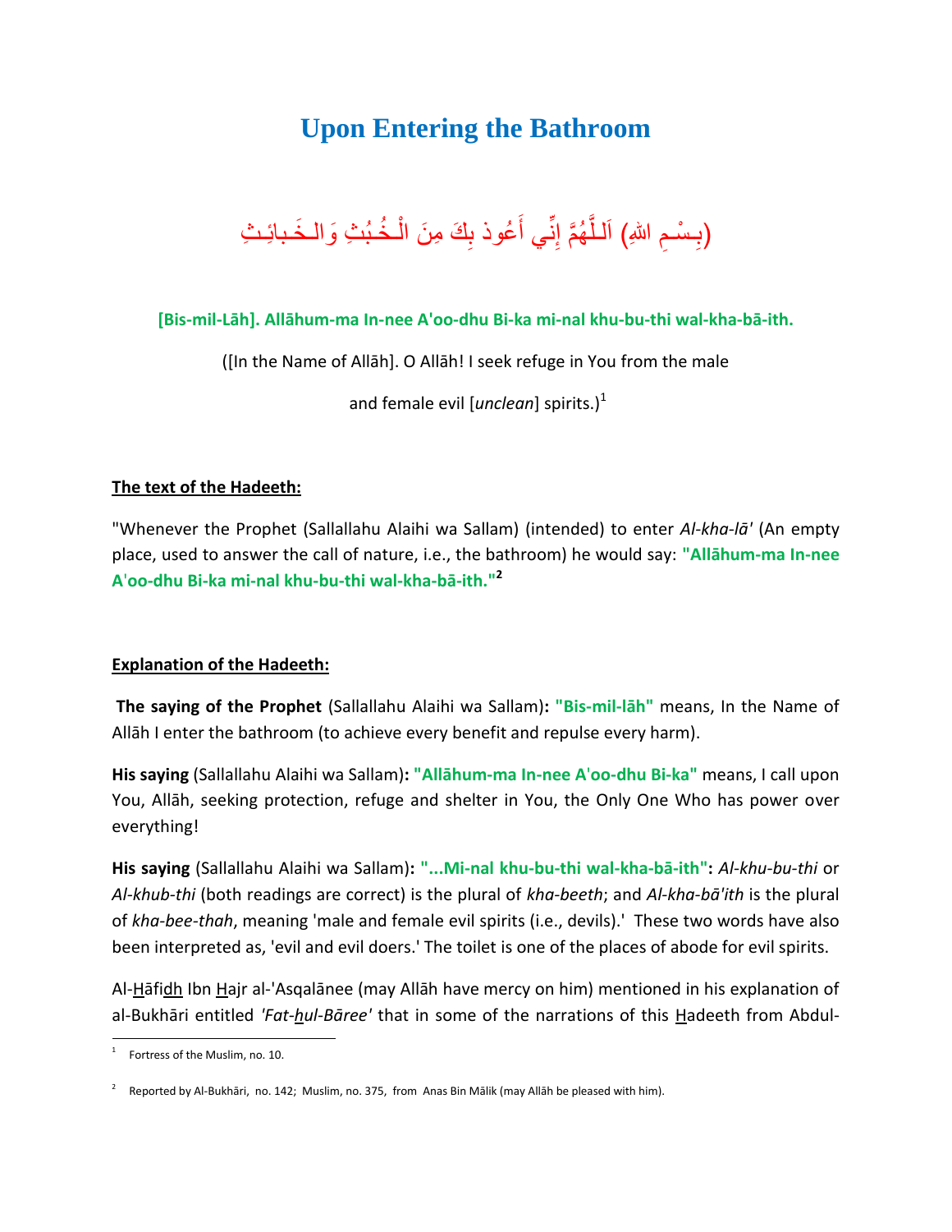# Upon Entering the Bathroom

(بِسْمِ اللهِ) اَللَّهُمَّ إِنِّي أَعُوذ بِكَ مِنَ الْخُبُثِ وَالخَبائِثِ

**[Bis-mil-Lāh]. Allāhum-ma In-nee A'oo-dhu Bi-ka mi-nal khu-bu-thi wal-kha-bā-ith.**

([In the Name of Allāh]. O Allāh! I seek refuge in You from the male and female evil [*unclean*] spirits.)[1]

**The text of the Hadeeth:**

"Whenever the Prophet (Sallallahu Alaihi wa Sallam) (intended) to enter *Al-kha-lā'* (An empty place, used to answer the call of nature, i.e., the bathroom) he would say: **"Allāhum-ma In-nee A'oo-dhu Bi-ka mi-nal khu-bu-thi wal-kha-bā-ith."**[2]

**Explanation of the Hadeeth:**

**The saying of the Prophet** (Sallallahu Alaihi wa Sallam)**: "Bis-mil-lāh"** means, In the Name of Allāh I enter the bathroom (to achieve every benefit and repulse every harm).

**His saying** (Sallallahu Alaihi wa Sallam)**: "Allāhum-ma In-nee A'oo-dhu Bi-ka"** means, I call upon You, Allāh, seeking protection, refuge and shelter in You, the Only One Who has power over everything!

**His saying** (Sallallahu Alaihi wa Sallam)**: "...Mi-nal khu-bu-thi wal-kha-bā-ith":** *Al-khu-bu-thi* or *Al-khub-thi* (both readings are correct) is the plural of *kha-beeth*; and *Al-kha-bā'ith* is the plural of *kha-bee-thah*, meaning 'male and female evil spirits (i.e., devils).' These two words have also been interpreted as, 'evil and evil doers.' The toilet is one of the places of abode for evil spirits.

Al-Hāfidh Ibn Hajr al-'Asqalānee (may Allāh have mercy on him) mentioned in his explanation of al-Bukhāri entitled *'Fat-hul-Bāree'* that in some of the narrations of this Hadeeth from Abdul-

---

[1] Fortress of the Muslim, no. 10.

[2] Reported by Al-Bukhāri, no. 142; Muslim, no. 375, from Anas Bin Mālik (may Allāh be pleased with him).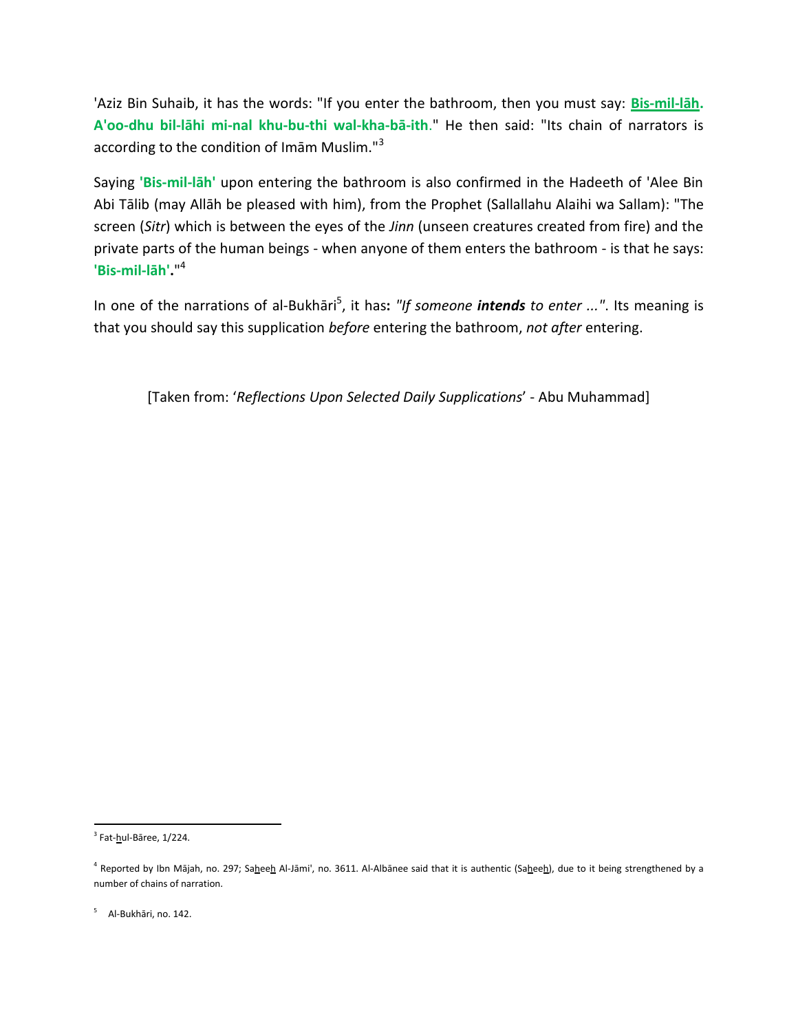'Aziz Bin Suhaib, it has the words: "If you enter the bathroom, then you must say: **Bis-mil-lāh. A'oo-dhu bil-lāhi mi-nal khu-bu-thi wal-kha-bā-ith**." He then said: "Its chain of narrators is according to the condition of Imām Muslim."[3]

Saying **'Bis-mil-lāh'** upon entering the bathroom is also confirmed in the Hadeeth of 'Alee Bin Abi Tālib (may Allāh be pleased with him), from the Prophet (Sallallahu Alaihi wa Sallam): "The screen (*Sitr*) which is between the eyes of the *Jinn* (unseen creatures created from fire) and the private parts of the human beings - when anyone of them enters the bathroom - is that he says: **'Bis-mil-lāh'.**"[4]

In one of the narrations of al-Bukhāri[5], it has**:** *"If someone **intends** to enter ..."*. Its meaning is that you should say this supplication *before* entering the bathroom, *not after* entering.

[Taken from: '*Reflections Upon Selected Daily Supplications*' - Abu Muhammad]

---

[3] Fat-hul-Bāree, 1/224.

[4] Reported by Ibn Mājah, no. 297; Saheeh Al-Jāmi', no. 3611. Al-Albānee said that it is authentic (Saheeh), due to it being strengthened by a number of chains of narration.

[5] Al-Bukhāri, no. 142.